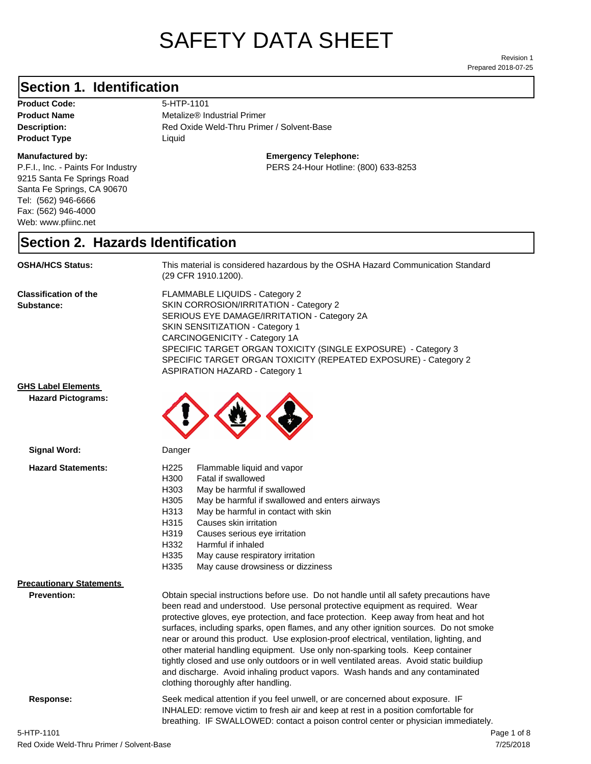# SAFETY DATA SHEET

Revision 1
Prepared 2018-07-25

## Section 1. Identification

**Product Code:** 5-HTP-1101
**Product Name** Metalize® Industrial Primer
**Description:** Red Oxide Weld-Thru Primer / Solvent-Base
**Product Type** Liquid

**Manufactured by:**
P.F.I., Inc. - Paints For Industry
9215 Santa Fe Springs Road
Santa Fe Springs, CA 90670
Tel: (562) 946-6666
Fax: (562) 946-4000
Web: www.pfiinc.net

**Emergency Telephone:**
PERS 24-Hour Hotline: (800) 633-8253

## Section 2. Hazards Identification

**OSHA/HCS Status:** This material is considered hazardous by the OSHA Hazard Communication Standard (29 CFR 1910.1200).

**Classification of the Substance:**
FLAMMABLE LIQUIDS - Category 2
SKIN CORROSION/IRRITATION - Category 2
SERIOUS EYE DAMAGE/IRRITATION - Category 2A
SKIN SENSITIZATION - Category 1
CARCINOGENICITY - Category 1A
SPECIFIC TARGET ORGAN TOXICITY (SINGLE EXPOSURE) - Category 3
SPECIFIC TARGET ORGAN TOXICITY (REPEATED EXPOSURE) - Category 2
ASPIRATION HAZARD - Category 1

**GHS Label Elements**

**Hazard Pictograms:**

**Signal Word:** Danger

**Hazard Statements:**

- H225 Flammable liquid and vapor
- H300 Fatal if swallowed
- H303 May be harmful if swallowed
- H305 May be harmful if swallowed and enters airways
- H313 May be harmful in contact with skin
- H315 Causes skin irritation
- H319 Causes serious eye irritation
- H332 Harmful if inhaled
- H335 May cause respiratory irritation
- H335 May cause drowsiness or dizziness

**Precautionary Statements**

**Prevention:** Obtain special instructions before use. Do not handle until all safety precautions have been read and understood. Use personal protective equipment as required. Wear protective gloves, eye protection, and face protection. Keep away from heat and hot surfaces, including sparks, open flames, and any other ignition sources. Do not smoke near or around this product. Use explosion-proof electrical, ventilation, lighting, and other material handling equipment. Use only non-sparking tools. Keep container tightly closed and use only outdoors or in well ventilated areas. Avoid static buildiup and discharge. Avoid inhaling product vapors. Wash hands and any contaminated clothing thoroughly after handling.

**Response:** Seek medical attention if you feel unwell, or are concerned about exposure. IF INHALED: remove victim to fresh air and keep at rest in a position comfortable for breathing. IF SWALLOWED: contact a poison control center or physician immediately.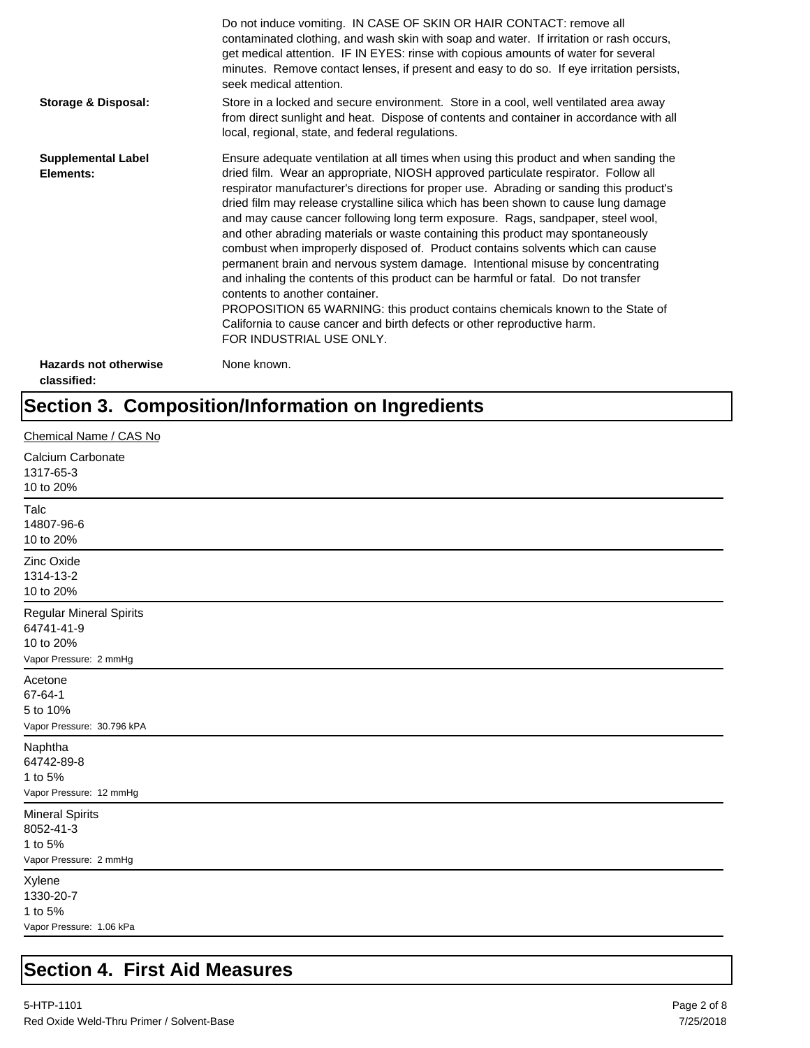| | |
|---|---|
| | Do not induce vomiting. IN CASE OF SKIN OR HAIR CONTACT: remove all contaminated clothing, and wash skin with soap and water. If irritation or rash occurs, get medical attention. IF IN EYES: rinse with copious amounts of water for several minutes. Remove contact lenses, if present and easy to do so. If eye irritation persists, seek medical attention. |
| **Storage & Disposal:** | Store in a locked and secure environment. Store in a cool, well ventilated area away from direct sunlight and heat. Dispose of contents and container in accordance with all local, regional, state, and federal regulations. |
| **Supplemental Label Elements:** | Ensure adequate ventilation at all times when using this product and when sanding the dried film. Wear an appropriate, NIOSH approved particulate respirator. Follow all respirator manufacturer's directions for proper use. Abrading or sanding this product's dried film may release crystalline silica which has been shown to cause lung damage and may cause cancer following long term exposure. Rags, sandpaper, steel wool, and other abrading materials or waste containing this product may spontaneously combust when improperly disposed of. Product contains solvents which can cause permanent brain and nervous system damage. Intentional misuse by concentrating and inhaling the contents of this product can be harmful or fatal. Do not transfer contents to another container.<br>PROPOSITION 65 WARNING: this product contains chemicals known to the State of California to cause cancer and birth defects or other reproductive harm.<br>FOR INDUSTRIAL USE ONLY. |
| **Hazards not otherwise classified:** | None known. |

# Section 3. Composition/Information on Ingredients

Chemical Name / CAS No

Calcium Carbonate
1317-65-3
10 to 20%

Talc
14807-96-6
10 to 20%

Zinc Oxide
1314-13-2
10 to 20%

Regular Mineral Spirits
64741-41-9
10 to 20%
Vapor Pressure: 2 mmHg

Acetone
67-64-1
5 to 10%
Vapor Pressure: 30.796 kPA

Naphtha
64742-89-8
1 to 5%
Vapor Pressure: 12 mmHg

Mineral Spirits
8052-41-3
1 to 5%
Vapor Pressure: 2 mmHg

Xylene
1330-20-7
1 to 5%
Vapor Pressure: 1.06 kPa

# Section 4. First Aid Measures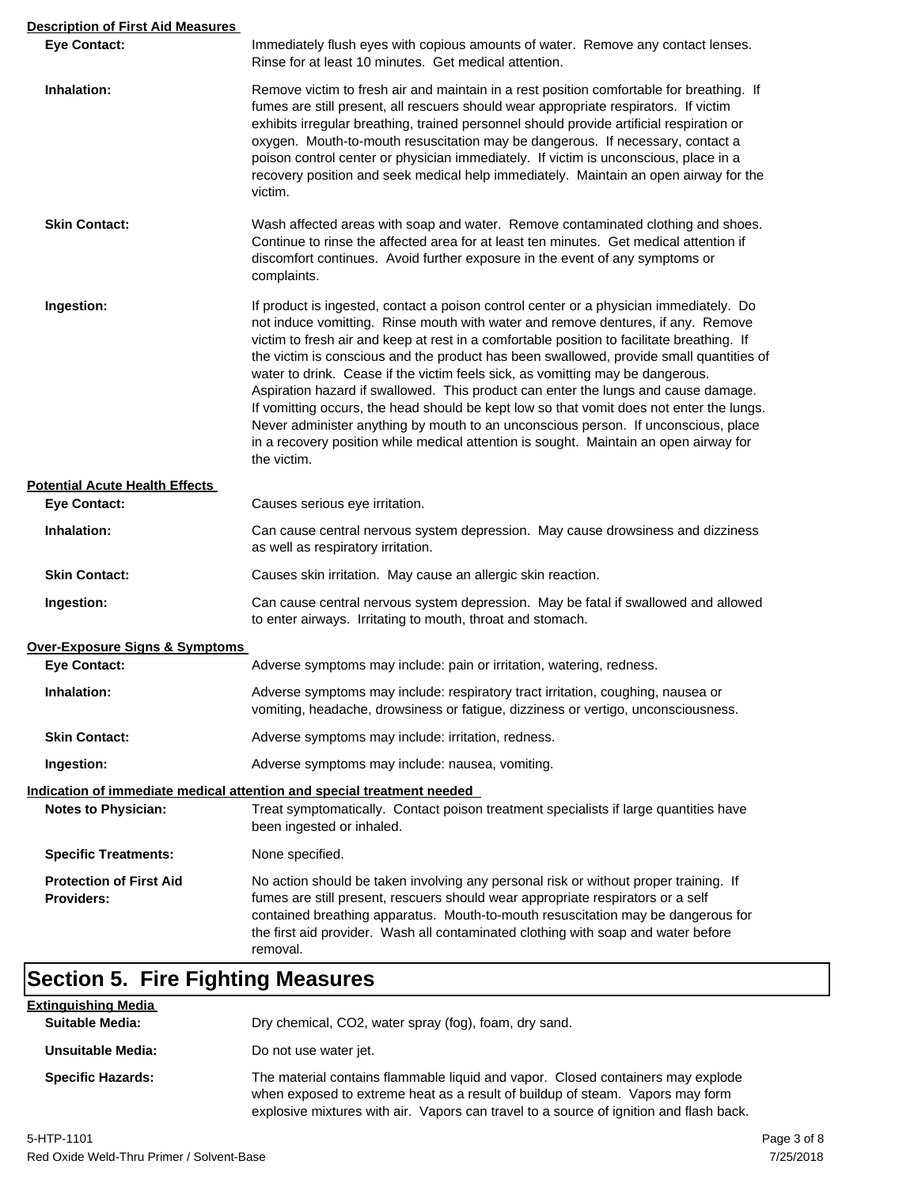**Description of First Aid Measures**

| | |
|---|---|
| **Eye Contact:** | Immediately flush eyes with copious amounts of water. Remove any contact lenses. Rinse for at least 10 minutes. Get medical attention. |
| **Inhalation:** | Remove victim to fresh air and maintain in a rest position comfortable for breathing. If fumes are still present, all rescuers should wear appropriate respirators. If victim exhibits irregular breathing, trained personnel should provide artificial respiration or oxygen. Mouth-to-mouth resuscitation may be dangerous. If necessary, contact a poison control center or physician immediately. If victim is unconscious, place in a recovery position and seek medical help immediately. Maintain an open airway for the victim. |
| **Skin Contact:** | Wash affected areas with soap and water. Remove contaminated clothing and shoes. Continue to rinse the affected area for at least ten minutes. Get medical attention if discomfort continues. Avoid further exposure in the event of any symptoms or complaints. |
| **Ingestion:** | If product is ingested, contact a poison control center or a physician immediately. Do not induce vomitting. Rinse mouth with water and remove dentures, if any. Remove victim to fresh air and keep at rest in a comfortable position to facilitate breathing. If the victim is conscious and the product has been swallowed, provide small quantities of water to drink. Cease if the victim feels sick, as vomitting may be dangerous. Aspiration hazard if swallowed. This product can enter the lungs and cause damage. If vomitting occurs, the head should be kept low so that vomit does not enter the lungs. Never administer anything by mouth to an unconscious person. If unconscious, place in a recovery position while medical attention is sought. Maintain an open airway for the victim. |

**Potential Acute Health Effects**

| | |
|---|---|
| **Eye Contact:** | Causes serious eye irritation. |
| **Inhalation:** | Can cause central nervous system depression. May cause drowsiness and dizziness as well as respiratory irritation. |
| **Skin Contact:** | Causes skin irritation. May cause an allergic skin reaction. |
| **Ingestion:** | Can cause central nervous system depression. May be fatal if swallowed and allowed to enter airways. Irritating to mouth, throat and stomach. |

**Over-Exposure Signs & Symptoms**

| | |
|---|---|
| **Eye Contact:** | Adverse symptoms may include: pain or irritation, watering, redness. |
| **Inhalation:** | Adverse symptoms may include: respiratory tract irritation, coughing, nausea or vomiting, headache, drowsiness or fatigue, dizziness or vertigo, unconsciousness. |
| **Skin Contact:** | Adverse symptoms may include: irritation, redness. |
| **Ingestion:** | Adverse symptoms may include: nausea, vomiting. |

**Indication of immediate medical attention and special treatment needed**

| | |
|---|---|
| **Notes to Physician:** | Treat symptomatically. Contact poison treatment specialists if large quantities have been ingested or inhaled. |
| **Specific Treatments:** | None specified. |
| **Protection of First Aid Providers:** | No action should be taken involving any personal risk or without proper training. If fumes are still present, rescuers should wear appropriate respirators or a self contained breathing apparatus. Mouth-to-mouth resuscitation may be dangerous for the first aid provider. Wash all contaminated clothing with soap and water before removal. |

## Section 5. Fire Fighting Measures

**Extinguishing Media**

| | |
|---|---|
| **Suitable Media:** | Dry chemical, CO2, water spray (fog), foam, dry sand. |
| **Unsuitable Media:** | Do not use water jet. |
| **Specific Hazards:** | The material contains flammable liquid and vapor. Closed containers may explode when exposed to extreme heat as a result of buildup of steam. Vapors may form explosive mixtures with air. Vapors can travel to a source of ignition and flash back. |

5-HTP-1101
Red Oxide Weld-Thru Primer / Solvent-Base
7/25/2018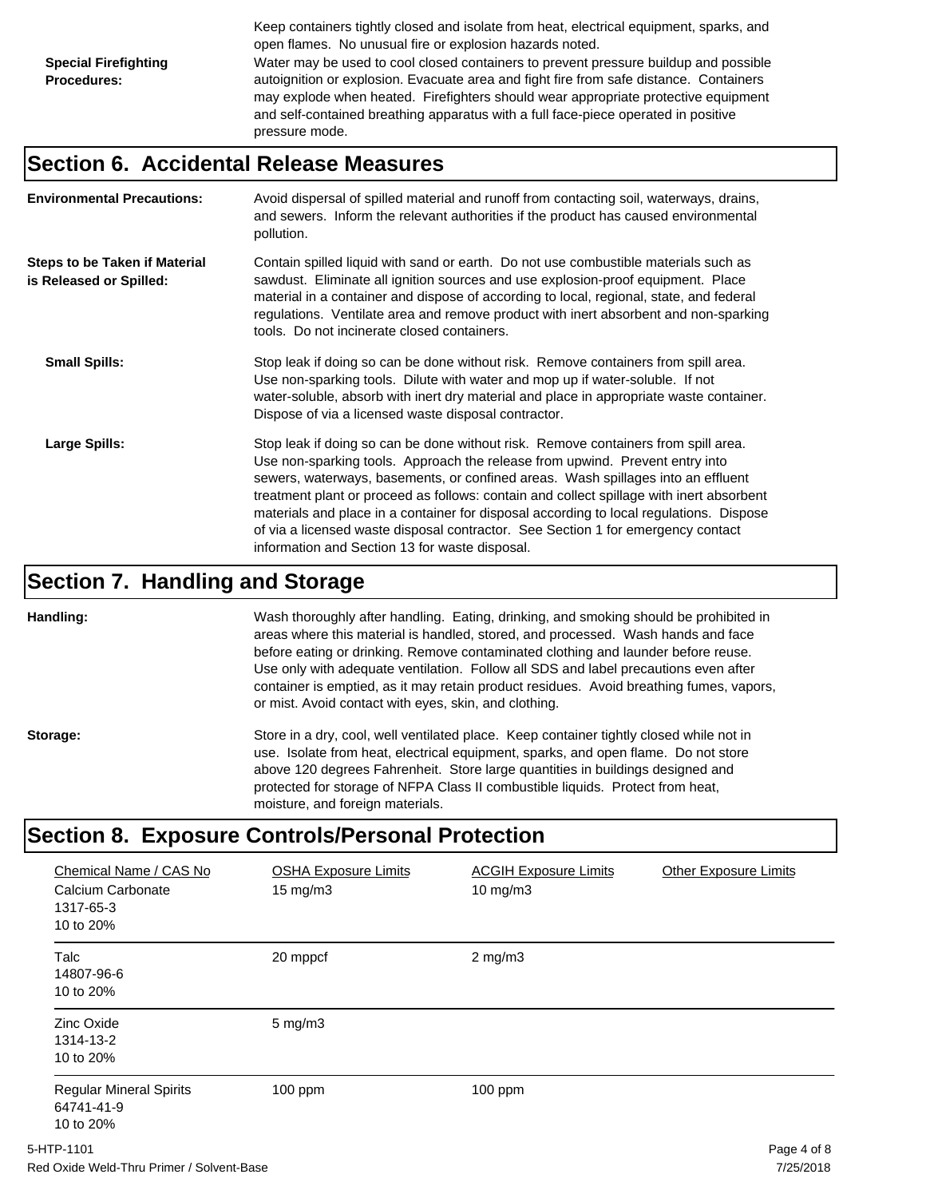Keep containers tightly closed and isolate from heat, electrical equipment, sparks, and open flames. No unusual fire or explosion hazards noted.

**Special Firefighting Procedures:** Water may be used to cool closed containers to prevent pressure buildup and possible autoignition or explosion. Evacuate area and fight fire from safe distance. Containers may explode when heated. Firefighters should wear appropriate protective equipment and self-contained breathing apparatus with a full face-piece operated in positive pressure mode.

## Section 6. Accidental Release Measures

**Environmental Precautions:** Avoid dispersal of spilled material and runoff from contacting soil, waterways, drains, and sewers. Inform the relevant authorities if the product has caused environmental pollution.

**Steps to be Taken if Material is Released or Spilled:** Contain spilled liquid with sand or earth. Do not use combustible materials such as sawdust. Eliminate all ignition sources and use explosion-proof equipment. Place material in a container and dispose of according to local, regional, state, and federal regulations. Ventilate area and remove product with inert absorbent and non-sparking tools. Do not incinerate closed containers.

**Small Spills:** Stop leak if doing so can be done without risk. Remove containers from spill area. Use non-sparking tools. Dilute with water and mop up if water-soluble. If not water-soluble, absorb with inert dry material and place in appropriate waste container. Dispose of via a licensed waste disposal contractor.

**Large Spills:** Stop leak if doing so can be done without risk. Remove containers from spill area. Use non-sparking tools. Approach the release from upwind. Prevent entry into sewers, waterways, basements, or confined areas. Wash spillages into an effluent treatment plant or proceed as follows: contain and collect spillage with inert absorbent materials and place in a container for disposal according to local regulations. Dispose of via a licensed waste disposal contractor. See Section 1 for emergency contact information and Section 13 for waste disposal.

## Section 7. Handling and Storage

**Handling:** Wash thoroughly after handling. Eating, drinking, and smoking should be prohibited in areas where this material is handled, stored, and processed. Wash hands and face before eating or drinking. Remove contaminated clothing and launder before reuse. Use only with adequate ventilation. Follow all SDS and label precautions even after container is emptied, as it may retain product residues. Avoid breathing fumes, vapors, or mist. Avoid contact with eyes, skin, and clothing.

**Storage:** Store in a dry, cool, well ventilated place. Keep container tightly closed while not in use. Isolate from heat, electrical equipment, sparks, and open flame. Do not store above 120 degrees Fahrenheit. Store large quantities in buildings designed and protected for storage of NFPA Class II combustible liquids. Protect from heat, moisture, and foreign materials.

## Section 8. Exposure Controls/Personal Protection

| Chemical Name / CAS No | OSHA Exposure Limits | ACGIH Exposure Limits | Other Exposure Limits |
|---|---|---|---|
| Calcium Carbonate<br>1317-65-3<br>10 to 20% | 15 mg/m3 | 10 mg/m3 | |
| Talc<br>14807-96-6<br>10 to 20% | 20 mppcf | 2 mg/m3 | |
| Zinc Oxide<br>1314-13-2<br>10 to 20% | 5 mg/m3 | | |
| Regular Mineral Spirits<br>64741-41-9<br>10 to 20% | 100 ppm | 100 ppm | |

5-HTP-1101
Red Oxide Weld-Thru Primer / Solvent-Base
7/25/2018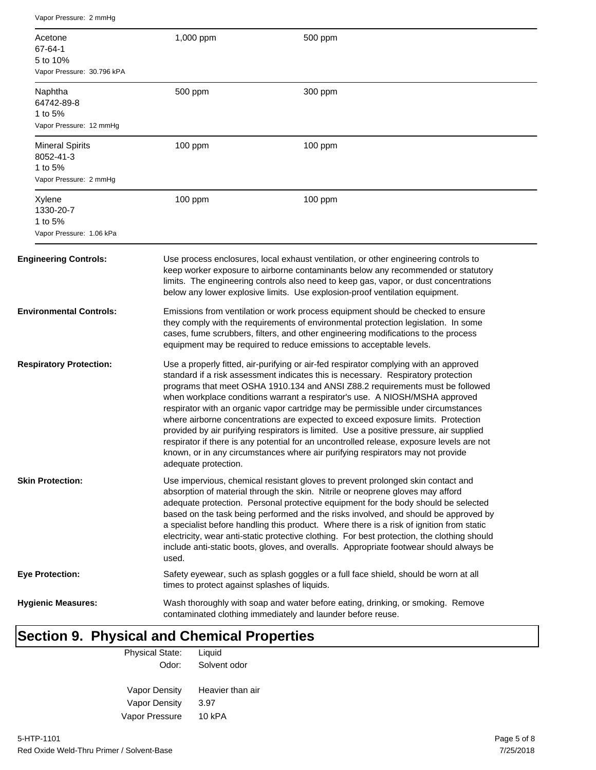Vapor Pressure: 2 mmHg

| | | |
|---|---|---|
| Acetone<br>67-64-1<br>5 to 10%<br>Vapor Pressure: 30.796 kPA | 1,000 ppm | 500 ppm |
| Naphtha<br>64742-89-8<br>1 to 5%<br>Vapor Pressure: 12 mmHg | 500 ppm | 300 ppm |
| Mineral Spirits<br>8052-41-3<br>1 to 5%<br>Vapor Pressure: 2 mmHg | 100 ppm | 100 ppm |
| Xylene<br>1330-20-7<br>1 to 5%<br>Vapor Pressure: 1.06 kPa | 100 ppm | 100 ppm |

**Engineering Controls:** Use process enclosures, local exhaust ventilation, or other engineering controls to keep worker exposure to airborne contaminants below any recommended or statutory limits. The engineering controls also need to keep gas, vapor, or dust concentrations below any lower explosive limits. Use explosion-proof ventilation equipment.

**Environmental Controls:** Emissions from ventilation or work process equipment should be checked to ensure they comply with the requirements of environmental protection legislation. In some cases, fume scrubbers, filters, and other engineering modifications to the process equipment may be required to reduce emissions to acceptable levels.

**Respiratory Protection:** Use a properly fitted, air-purifying or air-fed respirator complying with an approved standard if a risk assessment indicates this is necessary. Respiratory protection programs that meet OSHA 1910.134 and ANSI Z88.2 requirements must be followed when workplace conditions warrant a respirator's use. A NIOSH/MSHA approved respirator with an organic vapor cartridge may be permissible under circumstances where airborne concentrations are expected to exceed exposure limits. Protection provided by air purifying respirators is limited. Use a positive pressure, air supplied respirator if there is any potential for an uncontrolled release, exposure levels are not known, or in any circumstances where air purifying respirators may not provide adequate protection.

**Skin Protection:** Use impervious, chemical resistant gloves to prevent prolonged skin contact and absorption of material through the skin. Nitrile or neoprene gloves may afford adequate protection. Personal protective equipment for the body should be selected based on the task being performed and the risks involved, and should be approved by a specialist before handling this product. Where there is a risk of ignition from static electricity, wear anti-static protective clothing. For best protection, the clothing should include anti-static boots, gloves, and overalls. Appropriate footwear should always be used.

**Eye Protection:** Safety eyewear, such as splash goggles or a full face shield, should be worn at all times to protect against splashes of liquids.

**Hygienic Measures:** Wash thoroughly with soap and water before eating, drinking, or smoking. Remove contaminated clothing immediately and launder before reuse.

# Section 9. Physical and Chemical Properties

| | |
|---|---|
| Physical State: | Liquid |
| Odor: | Solvent odor |
| Vapor Density | Heavier than air |
| Vapor Density | 3.97 |
| Vapor Pressure | 10 kPA |

5-HTP-1101
Red Oxide Weld-Thru Primer / Solvent-Base
7/25/2018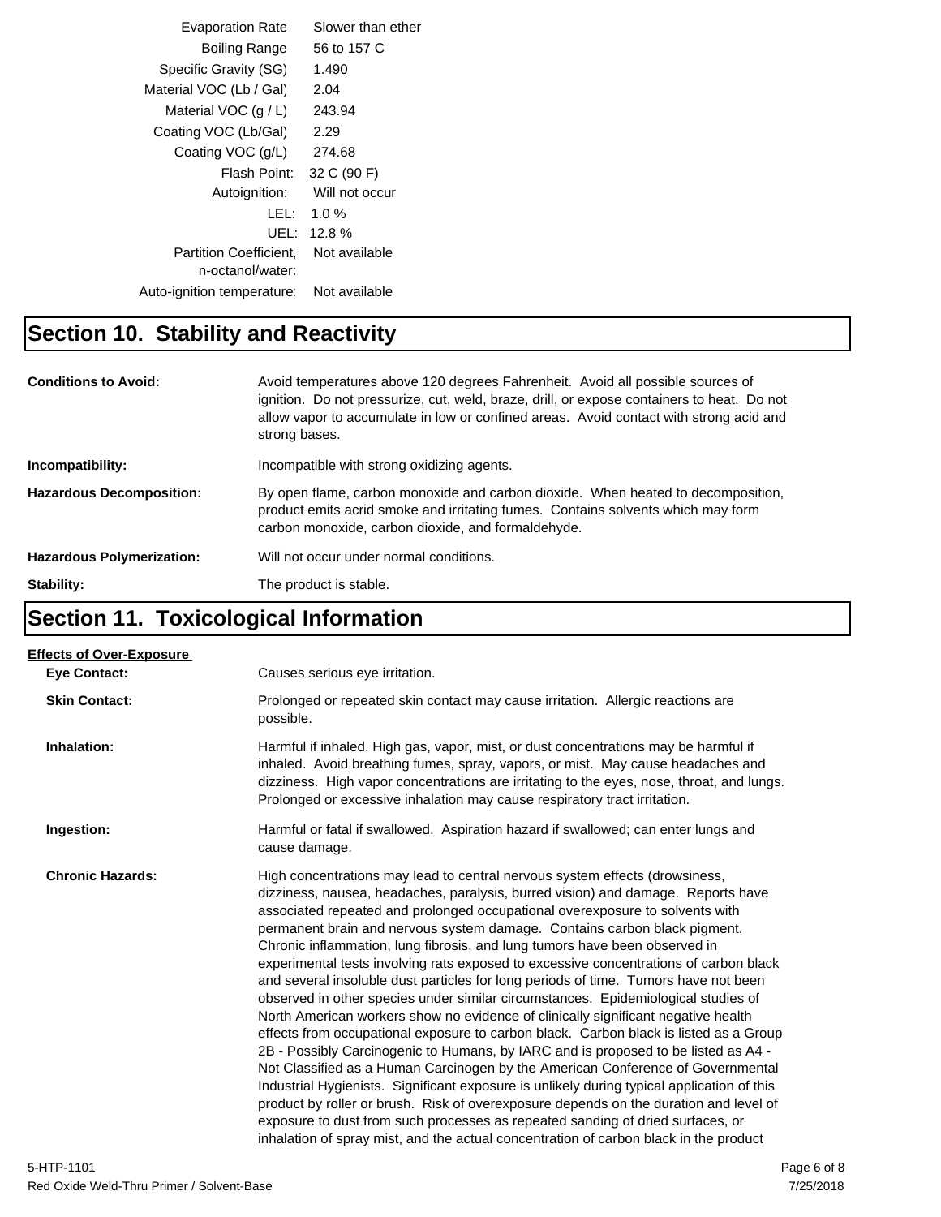| | |
|---|---|
| Evaporation Rate | Slower than ether |
| Boiling Range | 56 to 157 C |
| Specific Gravity (SG) | 1.490 |
| Material VOC (Lb / Gal) | 2.04 |
| Material VOC (g / L) | 243.94 |
| Coating VOC (Lb/Gal) | 2.29 |
| Coating VOC (g/L) | 274.68 |
| Flash Point: | 32 C (90 F) |
| Autoignition: | Will not occur |
| LEL: | 1.0 % |
| UEL: | 12.8 % |
| Partition Coefficient, n-octanol/water: | Not available |
| Auto-ignition temperature: | Not available |

## Section 10. Stability and Reactivity

**Conditions to Avoid:** Avoid temperatures above 120 degrees Fahrenheit. Avoid all possible sources of ignition. Do not pressurize, cut, weld, braze, drill, or expose containers to heat. Do not allow vapor to accumulate in low or confined areas. Avoid contact with strong acid and strong bases.

**Incompatibility:** Incompatible with strong oxidizing agents.

**Hazardous Decomposition:** By open flame, carbon monoxide and carbon dioxide. When heated to decomposition, product emits acrid smoke and irritating fumes. Contains solvents which may form carbon monoxide, carbon dioxide, and formaldehyde.

**Hazardous Polymerization:** Will not occur under normal conditions.

**Stability:** The product is stable.

## Section 11. Toxicological Information

**Effects of Over-Exposure**

**Eye Contact:** Causes serious eye irritation.

**Skin Contact:** Prolonged or repeated skin contact may cause irritation. Allergic reactions are possible.

**Inhalation:** Harmful if inhaled. High gas, vapor, mist, or dust concentrations may be harmful if inhaled. Avoid breathing fumes, spray, vapors, or mist. May cause headaches and dizziness. High vapor concentrations are irritating to the eyes, nose, throat, and lungs. Prolonged or excessive inhalation may cause respiratory tract irritation.

**Ingestion:** Harmful or fatal if swallowed. Aspiration hazard if swallowed; can enter lungs and cause damage.

**Chronic Hazards:** High concentrations may lead to central nervous system effects (drowsiness, dizziness, nausea, headaches, paralysis, burred vision) and damage. Reports have associated repeated and prolonged occupational overexposure to solvents with permanent brain and nervous system damage. Contains carbon black pigment. Chronic inflammation, lung fibrosis, and lung tumors have been observed in experimental tests involving rats exposed to excessive concentrations of carbon black and several insoluble dust particles for long periods of time. Tumors have not been observed in other species under similar circumstances. Epidemiological studies of North American workers show no evidence of clinically significant negative health effects from occupational exposure to carbon black. Carbon black is listed as a Group 2B - Possibly Carcinogenic to Humans, by IARC and is proposed to be listed as A4 - Not Classified as a Human Carcinogen by the American Conference of Governmental Industrial Hygienists. Significant exposure is unlikely during typical application of this product by roller or brush. Risk of overexposure depends on the duration and level of exposure to dust from such processes as repeated sanding of dried surfaces, or inhalation of spray mist, and the actual concentration of carbon black in the product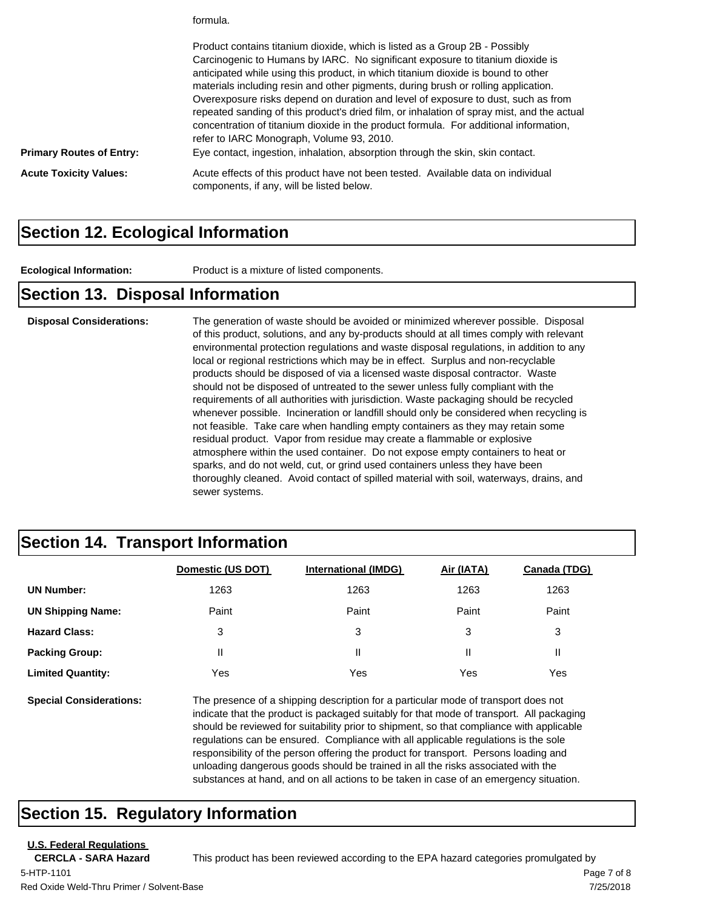formula.

Product contains titanium dioxide, which is listed as a Group 2B - Possibly Carcinogenic to Humans by IARC. No significant exposure to titanium dioxide is anticipated while using this product, in which titanium dioxide is bound to other materials including resin and other pigments, during brush or rolling application. Overexposure risks depend on duration and level of exposure to dust, such as from repeated sanding of this product's dried film, or inhalation of spray mist, and the actual concentration of titanium dioxide in the product formula. For additional information, refer to IARC Monograph, Volume 93, 2010.

**Primary Routes of Entry:** Eye contact, ingestion, inhalation, absorption through the skin, skin contact.

**Acute Toxicity Values:** Acute effects of this product have not been tested. Available data on individual components, if any, will be listed below.

## Section 12. Ecological Information

**Ecological Information:** Product is a mixture of listed components.

## Section 13. Disposal Information

**Disposal Considerations:** The generation of waste should be avoided or minimized wherever possible. Disposal of this product, solutions, and any by-products should at all times comply with relevant environmental protection regulations and waste disposal regulations, in addition to any local or regional restrictions which may be in effect. Surplus and non-recyclable products should be disposed of via a licensed waste disposal contractor. Waste should not be disposed of untreated to the sewer unless fully compliant with the requirements of all authorities with jurisdiction. Waste packaging should be recycled whenever possible. Incineration or landfill should only be considered when recycling is not feasible. Take care when handling empty containers as they may retain some residual product. Vapor from residue may create a flammable or explosive atmosphere within the used container. Do not expose empty containers to heat or sparks, and do not weld, cut, or grind used containers unless they have been thoroughly cleaned. Avoid contact of spilled material with soil, waterways, drains, and sewer systems.

## Section 14. Transport Information

| | Domestic (US DOT) | International (IMDG) | Air (IATA) | Canada (TDG) |
|---|---|---|---|---|
| **UN Number:** | 1263 | 1263 | 1263 | 1263 |
| **UN Shipping Name:** | Paint | Paint | Paint | Paint |
| **Hazard Class:** | 3 | 3 | 3 | 3 |
| **Packing Group:** | II | II | II | II |
| **Limited Quantity:** | Yes | Yes | Yes | Yes |

**Special Considerations:** The presence of a shipping description for a particular mode of transport does not indicate that the product is packaged suitably for that mode of transport. All packaging should be reviewed for suitability prior to shipment, so that compliance with applicable regulations can be ensured. Compliance with all applicable regulations is the sole responsibility of the person offering the product for transport. Persons loading and unloading dangerous goods should be trained in all the risks associated with the substances at hand, and on all actions to be taken in case of an emergency situation.

## Section 15. Regulatory Information

**U.S. Federal Regulations**

**CERCLA - SARA Hazard** This product has been reviewed according to the EPA hazard categories promulgated by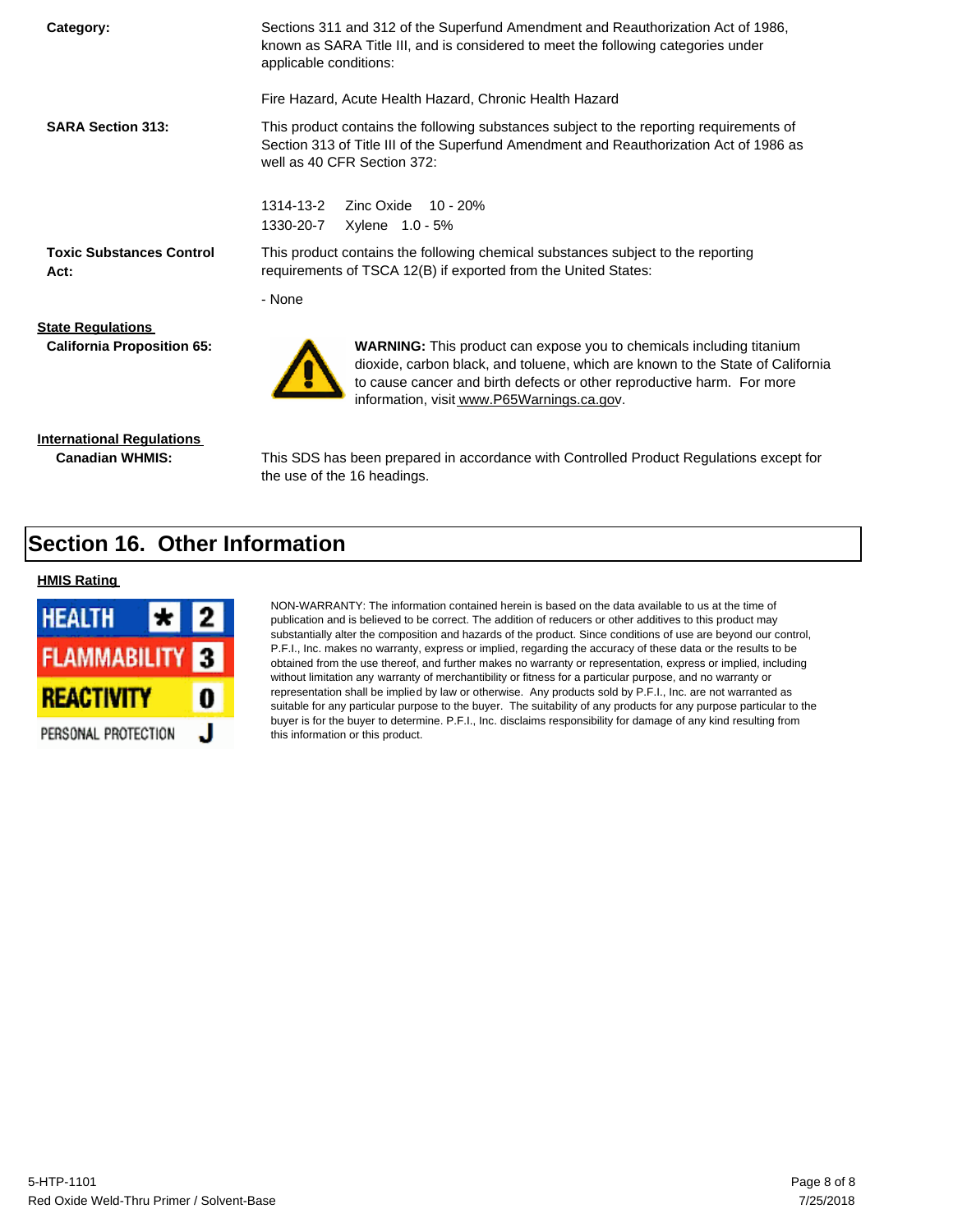**Category:** Sections 311 and 312 of the Superfund Amendment and Reauthorization Act of 1986, known as SARA Title III, and is considered to meet the following categories under applicable conditions:

Fire Hazard, Acute Health Hazard, Chronic Health Hazard

**SARA Section 313:** This product contains the following substances subject to the reporting requirements of Section 313 of Title III of the Superfund Amendment and Reauthorization Act of 1986 as well as 40 CFR Section 372:

| | | |
|---|---|---|
| 1314-13-2 | Zinc Oxide | 10 - 20% |
| 1330-20-7 | Xylene | 1.0 - 5% |

**Toxic Substances Control Act:** This product contains the following chemical substances subject to the reporting requirements of TSCA 12(B) if exported from the United States:

- None

**State Regulations**

**California Proposition 65:**

**WARNING:** This product can expose you to chemicals including titanium dioxide, carbon black, and toluene, which are known to the State of California to cause cancer and birth defects or other reproductive harm. For more information, visit www.P65Warnings.ca.gov.

**International Regulations**

**Canadian WHMIS:** This SDS has been prepared in accordance with Controlled Product Regulations except for the use of the 16 headings.

# Section 16. Other Information

**HMIS Rating**

| | | |
|---|---|---|
| HEALTH | * | 2 |
| FLAMMABILITY | | 3 |
| REACTIVITY | | 0 |
| PERSONAL PROTECTION | | J |

NON-WARRANTY: The information contained herein is based on the data available to us at the time of publication and is believed to be correct. The addition of reducers or other additives to this product may substantially alter the composition and hazards of the product. Since conditions of use are beyond our control, P.F.I., Inc. makes no warranty, express or implied, regarding the accuracy of these data or the results to be obtained from the use thereof, and further makes no warranty or representation, express or implied, including without limitation any warranty of merchantibility or fitness for a particular purpose, and no warranty or representation shall be implied by law or otherwise. Any products sold by P.F.I., Inc. are not warranted as suitable for any particular purpose to the buyer. The suitability of any products for any purpose particular to the buyer is for the buyer to determine. P.F.I., Inc. disclaims responsibility for damage of any kind resulting from this information or this product.

5-HTP-1101
Red Oxide Weld-Thru Primer / Solvent-Base

7/25/2018